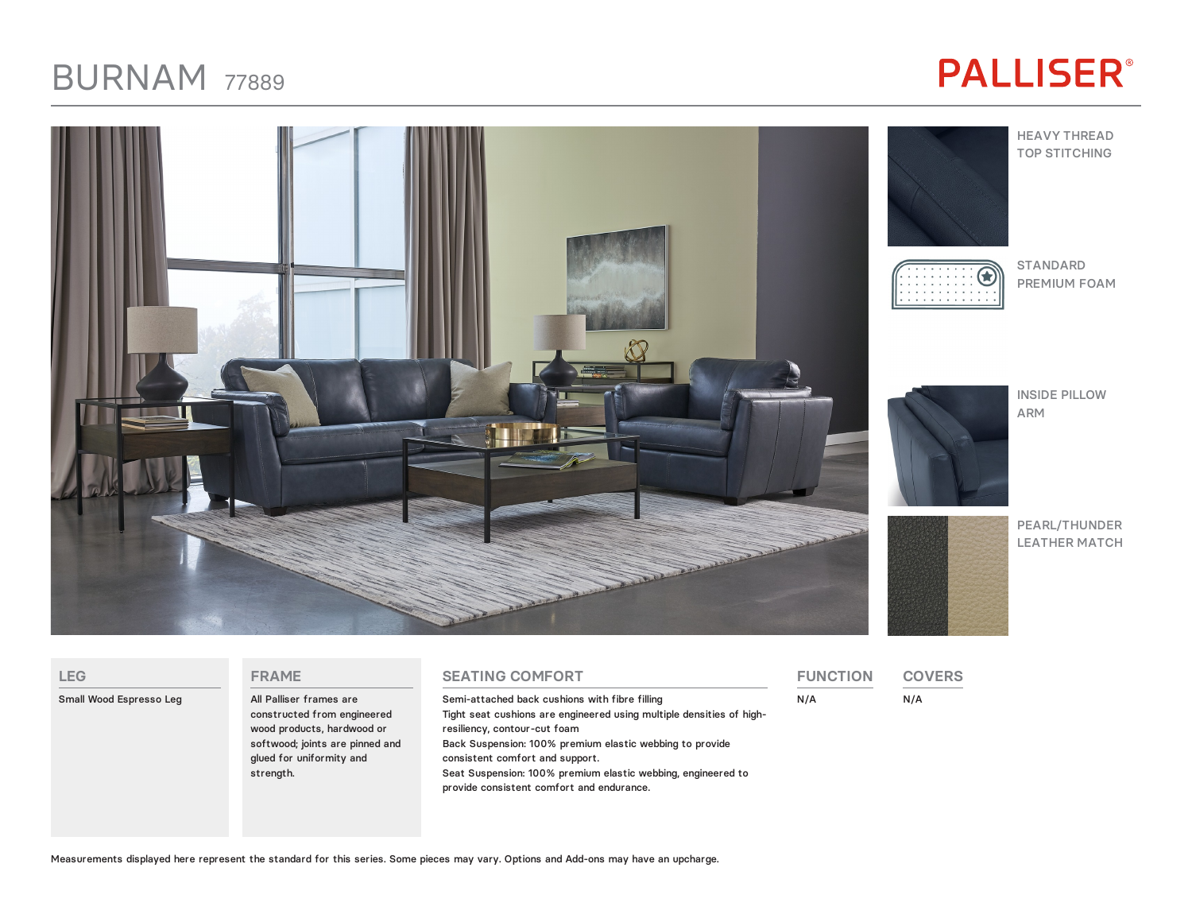# BURNAM 77889

PALLISER®

HEAVY THREAD TOP STITCHING

STANDARD PREMIUM FOAM

INSIDE PILLOW ARM

PEARL/THUNDER LEATHER MATCH

## LEG

Small Wood Espresso Leg

## FRAME

All Palliser frames are constructed from engineered wood products, hardwood or softwood; joints are pinned and glued for uniformity and strength.

## SEATING COMFORT

Semi-attached back cushions with fibre filling

Tight seat cushions are engineered using multiple densities of high-resiliency, contour-cut foam

Back Suspension: 100% premium elastic webbing to provide consistent comfort and support.

Seat Suspension: 100% premium elastic webbing, engineered to provide consistent comfort and endurance.

## FUNCTION

N/A

## COVERS

N/A

Measurements displayed here represent the standard for this series. Some pieces may vary. Options and Add-ons may have an upcharge.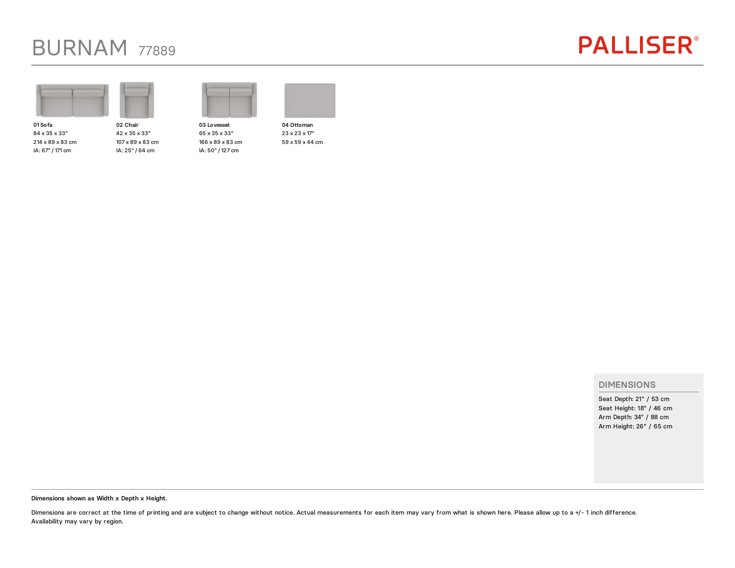# BURNAM 77889

PALLISER®

**01 Sofa**
84 x 35 x 33"
214 x 89 x 83 cm
IA: 67" / 171 cm

**02 Chair**
42 x 35 x 33"
107 x 89 x 83 cm
IA: 25" / 64 cm

**03 Loveseat**
65 x 35 x 33"
166 x 89 x 83 cm
IA: 50" / 127 cm

**04 Ottoman**
23 x 23 x 17"
59 x 59 x 44 cm

## DIMENSIONS

Seat Depth: 21" / 53 cm
Seat Height: 18" / 46 cm
Arm Depth: 34" / 88 cm
Arm Height: 26" / 65 cm

**Dimensions shown as Width x Depth x Height.**

Dimensions are correct at the time of printing and are subject to change without notice. Actual measurements for each item may vary from what is shown here. Please allow up to a +/- 1 inch difference. Availability may vary by region.